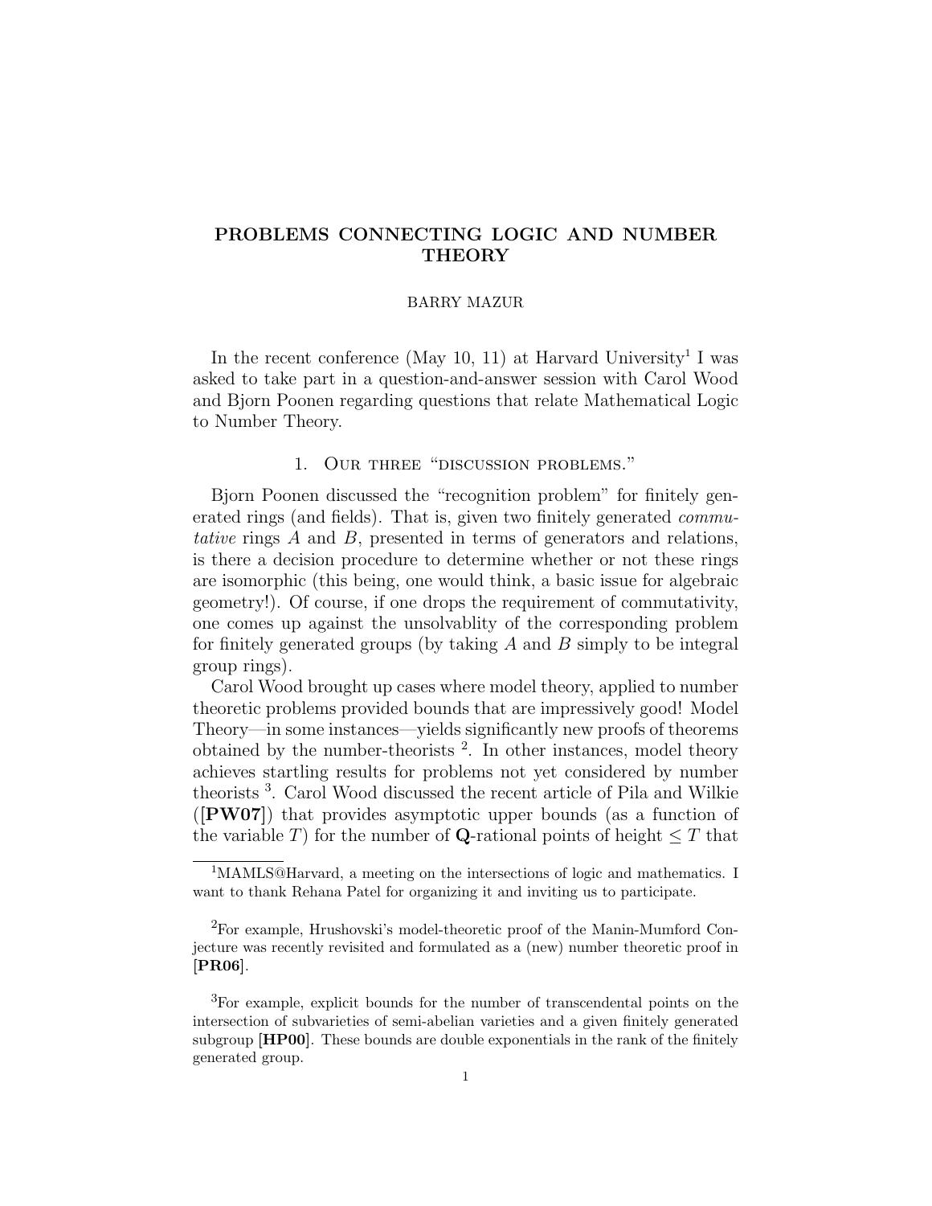# PROBLEMS CONNECTING LOGIC AND NUMBER THEORY

BARRY MAZUR

In the recent conference (May 10, 11) at Harvard University[1] I was asked to take part in a question-and-answer session with Carol Wood and Bjorn Poonen regarding questions that relate Mathematical Logic to Number Theory.

## 1. Our three "discussion problems."

Bjorn Poonen discussed the "recognition problem" for finitely generated rings (and fields). That is, given two finitely generated *commutative* rings $A$ and $B$, presented in terms of generators and relations, is there a decision procedure to determine whether or not these rings are isomorphic (this being, one would think, a basic issue for algebraic geometry!). Of course, if one drops the requirement of commutativity, one comes up against the unsolvablity of the corresponding problem for finitely generated groups (by taking $A$ and $B$ simply to be integral group rings).

Carol Wood brought up cases where model theory, applied to number theoretic problems provided bounds that are impressively good! Model Theory—in some instances—yields significantly new proofs of theorems obtained by the number-theorists [2]. In other instances, model theory achieves startling results for problems not yet considered by number theorists [3]. Carol Wood discussed the recent article of Pila and Wilkie (**[PW07]**) that provides asymptotic upper bounds (as a function of the variable $T$) for the number of $\mathbf{Q}$-rational points of height $\leq T$ that

---

[1] MAMLS@Harvard, a meeting on the intersections of logic and mathematics. I want to thank Rehana Patel for organizing it and inviting us to participate.

[2] For example, Hrushovski's model-theoretic proof of the Manin-Mumford Conjecture was recently revisited and formulated as a (new) number theoretic proof in **[PR06]**.

[3] For example, explicit bounds for the number of transcendental points on the intersection of subvarieties of semi-abelian varieties and a given finitely generated subgroup **[HP00]**. These bounds are double exponentials in the rank of the finitely generated group.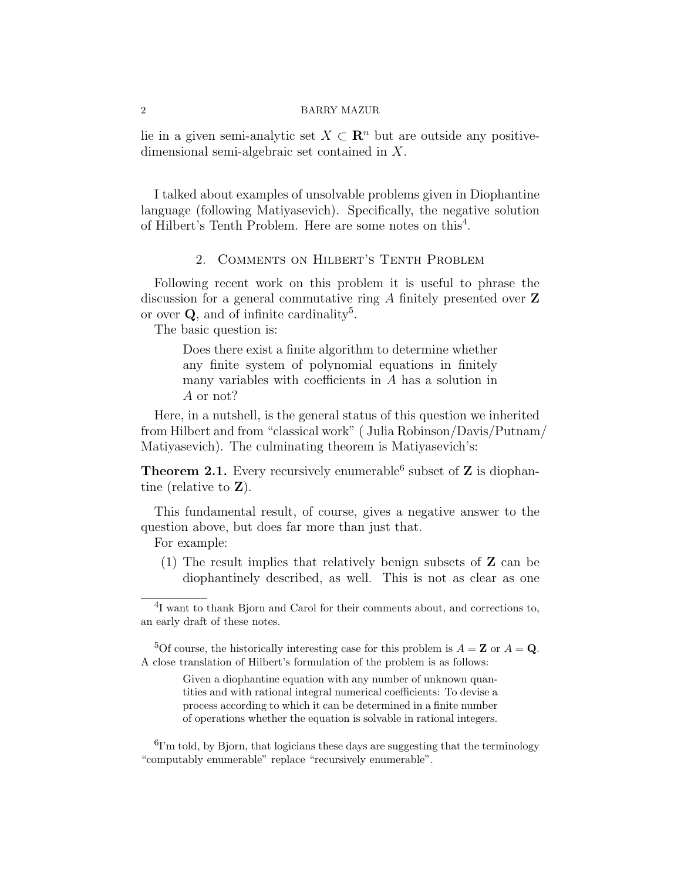lie in a given semi-analytic set $X \subset \mathbf{R}^n$ but are outside any positive-dimensional semi-algebraic set contained in $X$.

I talked about examples of unsolvable problems given in Diophantine language (following Matiyasevich). Specifically, the negative solution of Hilbert's Tenth Problem. Here are some notes on this[4].

## 2. Comments on Hilbert's Tenth Problem

Following recent work on this problem it is useful to phrase the discussion for a general commutative ring $A$ finitely presented over $\mathbf{Z}$ or over $\mathbf{Q}$, and of infinite cardinality[5].

The basic question is:

> Does there exist a finite algorithm to determine whether any finite system of polynomial equations in finitely many variables with coefficients in $A$ has a solution in $A$ or not?

Here, in a nutshell, is the general status of this question we inherited from Hilbert and from "classical work" ( Julia Robinson/Davis/Putnam/Matiyasevich). The culminating theorem is Matiyasevich's:

**Theorem 2.1.** Every recursively enumerable[6] subset of $\mathbf{Z}$ is diophantine (relative to $\mathbf{Z}$).

This fundamental result, of course, gives a negative answer to the question above, but does far more than just that.

For example:

(1) The result implies that relatively benign subsets of $\mathbf{Z}$ can be diophantinely described, as well. This is not as clear as one

---

[4]I want to thank Bjorn and Carol for their comments about, and corrections to, an early draft of these notes.

[5]Of course, the historically interesting case for this problem is $A = \mathbf{Z}$ or $A = \mathbf{Q}$. A close translation of Hilbert's formulation of the problem is as follows:

> Given a diophantine equation with any number of unknown quantities and with rational integral numerical coefficients: To devise a process according to which it can be determined in a finite number of operations whether the equation is solvable in rational integers.

[6]I'm told, by Bjorn, that logicians these days are suggesting that the terminology "computably enumerable" replace "recursively enumerable".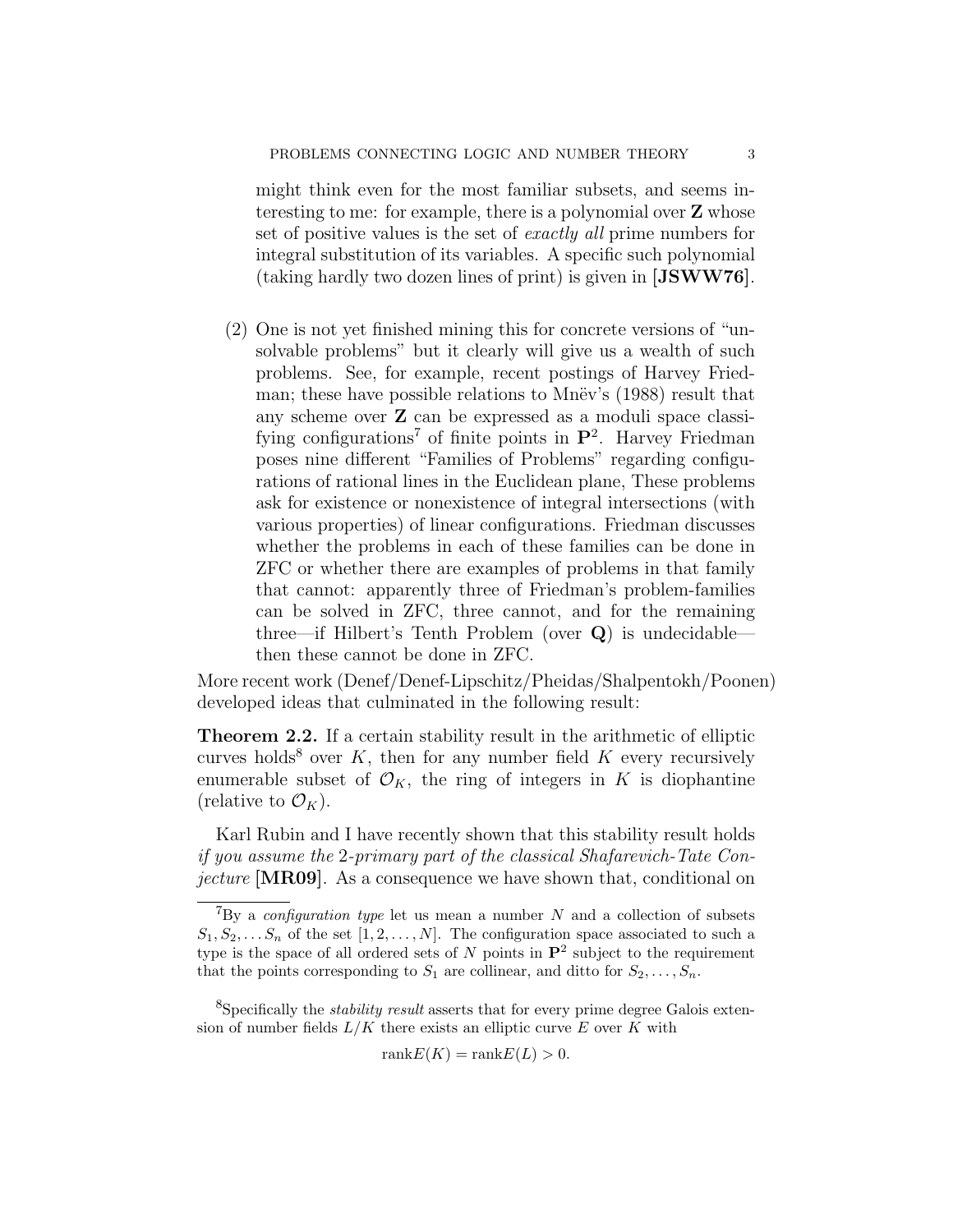might think even for the most familiar subsets, and seems interesting to me: for example, there is a polynomial over $\mathbf{Z}$ whose set of positive values is the set of *exactly all* prime numbers for integral substitution of its variables. A specific such polynomial (taking hardly two dozen lines of print) is given in **[JSWW76]**.

(2) One is not yet finished mining this for concrete versions of "unsolvable problems" but it clearly will give us a wealth of such problems. See, for example, recent postings of Harvey Friedman; these have possible relations to Mnëv's (1988) result that any scheme over $\mathbf{Z}$ can be expressed as a moduli space classifying configurations[7] of finite points in $\mathbf{P}^2$. Harvey Friedman poses nine different "Families of Problems" regarding configurations of rational lines in the Euclidean plane, These problems ask for existence or nonexistence of integral intersections (with various properties) of linear configurations. Friedman discusses whether the problems in each of these families can be done in ZFC or whether there are examples of problems in that family that cannot: apparently three of Friedman's problem-families can be solved in ZFC, three cannot, and for the remaining three—if Hilbert's Tenth Problem (over $\mathbf{Q}$) is undecidable—then these cannot be done in ZFC.

More recent work (Denef/Denef-Lipschitz/Pheidas/Shalpentokh/Poonen) developed ideas that culminated in the following result:

**Theorem 2.2.** If a certain stability result in the arithmetic of elliptic curves holds[8] over $K$, then for any number field $K$ every recursively enumerable subset of $\mathcal{O}_K$, the ring of integers in $K$ is diophantine (relative to $\mathcal{O}_K$).

Karl Rubin and I have recently shown that this stability result holds *if you assume the* 2*-primary part of the classical Shafarevich-Tate Conjecture* **[MR09]**. As a consequence we have shown that, conditional on

---

[7] By a *configuration type* let us mean a number $N$ and a collection of subsets $S_1, S_2, \ldots S_n$ of the set $[1, 2, \ldots, N]$. The configuration space associated to such a type is the space of all ordered sets of $N$ points in $\mathbf{P}^2$ subject to the requirement that the points corresponding to $S_1$ are collinear, and ditto for $S_2, \ldots, S_n$.

[8] Specifically the *stability result* asserts that for every prime degree Galois extension of number fields $L/K$ there exists an elliptic curve $E$ over $K$ with

$$\mathrm{rank} E(K) = \mathrm{rank} E(L) > 0.$$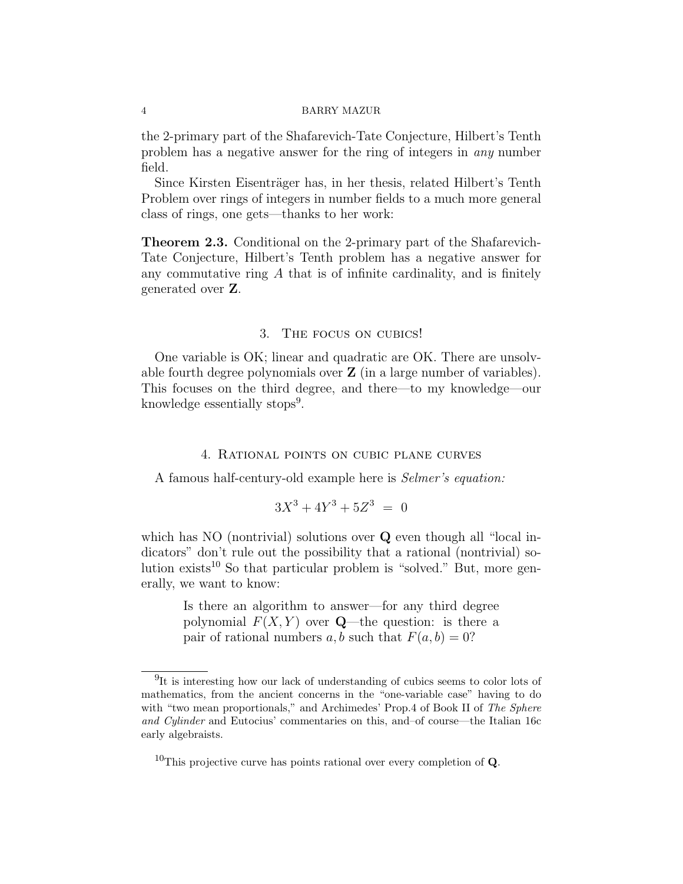the 2-primary part of the Shafarevich-Tate Conjecture, Hilbert's Tenth problem has a negative answer for the ring of integers in *any* number field.

Since Kirsten Eisenträger has, in her thesis, related Hilbert's Tenth Problem over rings of integers in number fields to a much more general class of rings, one gets—thanks to her work:

**Theorem 2.3.** Conditional on the 2-primary part of the Shafarevich-Tate Conjecture, Hilbert's Tenth problem has a negative answer for any commutative ring $A$ that is of infinite cardinality, and is finitely generated over $\mathbf{Z}$.

## 3. The focus on cubics!

One variable is OK; linear and quadratic are OK. There are unsolvable fourth degree polynomials over $\mathbf{Z}$ (in a large number of variables). This focuses on the third degree, and there—to my knowledge—our knowledge essentially stops[9].

## 4. Rational points on cubic plane curves

A famous half-century-old example here is *Selmer's equation:*

$$3X^3 + 4Y^3 + 5Z^3 \ = \ 0$$

which has NO (nontrivial) solutions over $\mathbf{Q}$ even though all "local indicators" don't rule out the possibility that a rational (nontrivial) solution exists[10] So that particular problem is "solved." But, more generally, we want to know:

> Is there an algorithm to answer—for any third degree polynomial $F(X, Y)$ over $\mathbf{Q}$—the question: is there a pair of rational numbers $a, b$ such that $F(a, b) = 0$?

[9] It is interesting how our lack of understanding of cubics seems to color lots of mathematics, from the ancient concerns in the "one-variable case" having to do with "two mean proportionals," and Archimedes' Prop.4 of Book II of *The Sphere and Cylinder* and Eutocius' commentaries on this, and–of course—the Italian 16c early algebraists.

[10] This projective curve has points rational over every completion of $\mathbf{Q}$.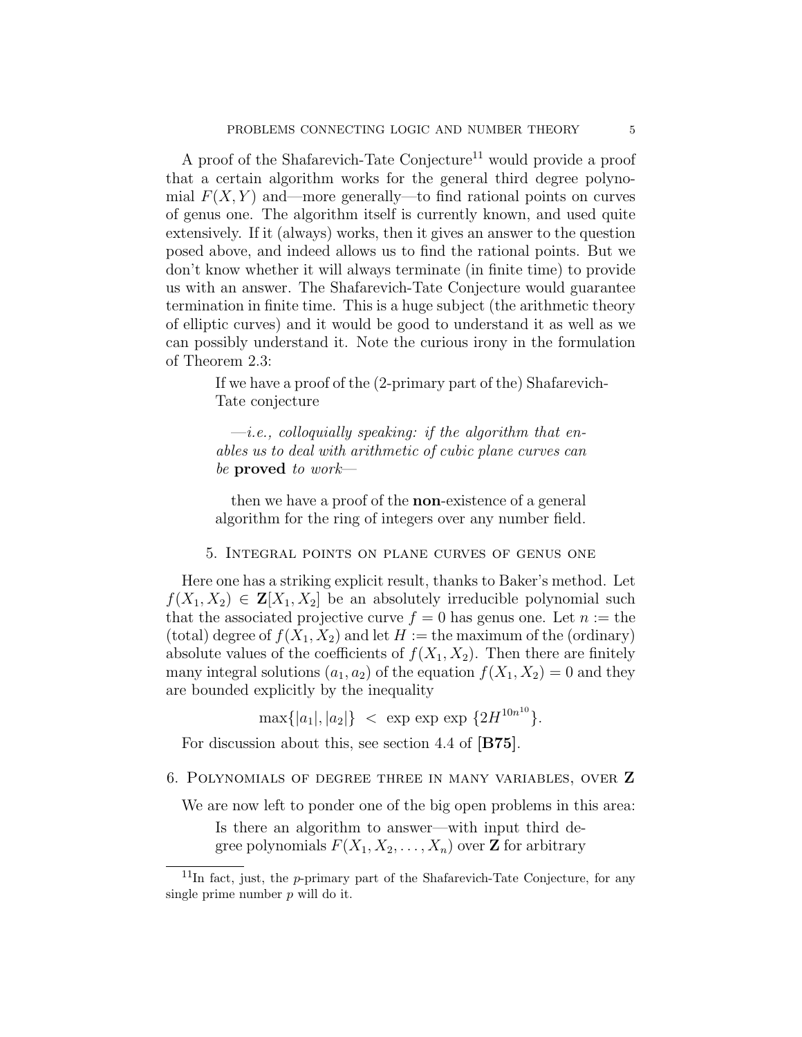A proof of the Shafarevich-Tate Conjecture[11] would provide a proof that a certain algorithm works for the general third degree polynomial $F(X, Y)$ and—more generally—to find rational points on curves of genus one. The algorithm itself is currently known, and used quite extensively. If it (always) works, then it gives an answer to the question posed above, and indeed allows us to find the rational points. But we don't know whether it will always terminate (in finite time) to provide us with an answer. The Shafarevich-Tate Conjecture would guarantee termination in finite time. This is a huge subject (the arithmetic theory of elliptic curves) and it would be good to understand it as well as we can possibly understand it. Note the curious irony in the formulation of Theorem 2.3:

> If we have a proof of the (2-primary part of the) Shafarevich-Tate conjecture
>
> —*i.e., colloquially speaking: if the algorithm that enables us to deal with arithmetic of cubic plane curves can be* **proved** *to work*—
>
> then we have a proof of the **non**-existence of a general algorithm for the ring of integers over any number field.

## 5. Integral points on plane curves of genus one

Here one has a striking explicit result, thanks to Baker's method. Let $f(X_1, X_2) \in \mathbf{Z}[X_1, X_2]$ be an absolutely irreducible polynomial such that the associated projective curve $f = 0$ has genus one. Let $n :=$ the (total) degree of $f(X_1, X_2)$ and let $H :=$ the maximum of the (ordinary) absolute values of the coefficients of $f(X_1, X_2)$. Then there are finitely many integral solutions $(a_1, a_2)$ of the equation $f(X_1, X_2) = 0$ and they are bounded explicitly by the inequality

$$\max\{|a_1|, |a_2|\} \ < \ \exp\exp\exp\{2H^{10n^{10}}\}.$$

For discussion about this, see section 4.4 of **[B75]**.

## 6. Polynomials of degree three in many variables, over $\mathbf{Z}$

We are now left to ponder one of the big open problems in this area:

> Is there an algorithm to answer—with input third degree polynomials $F(X_1, X_2, \ldots, X_n)$ over $\mathbf{Z}$ for arbitrary

[11] In fact, just, the $p$-primary part of the Shafarevich-Tate Conjecture, for any single prime number $p$ will do it.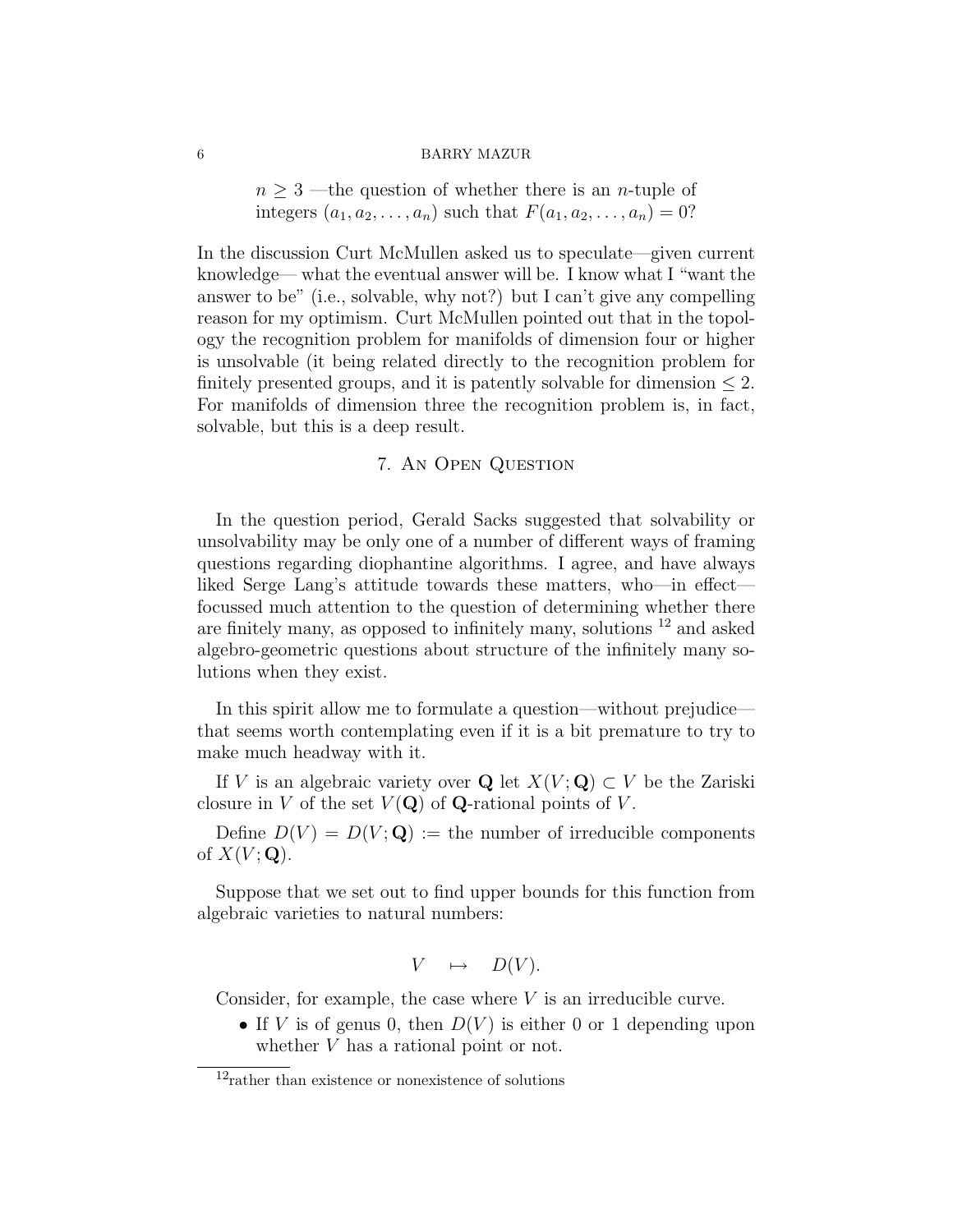> $n \geq 3$ —the question of whether there is an $n$-tuple of integers $(a_1, a_2, \ldots, a_n)$ such that $F(a_1, a_2, \ldots, a_n) = 0$?

In the discussion Curt McMullen asked us to speculate—given current knowledge— what the eventual answer will be. I know what I "want the answer to be" (i.e., solvable, why not?) but I can't give any compelling reason for my optimism. Curt McMullen pointed out that in the topology the recognition problem for manifolds of dimension four or higher is unsolvable (it being related directly to the recognition problem for finitely presented groups, and it is patently solvable for dimension $\leq 2$. For manifolds of dimension three the recognition problem is, in fact, solvable, but this is a deep result.

## 7. An Open Question

In the question period, Gerald Sacks suggested that solvability or unsolvability may be only one of a number of different ways of framing questions regarding diophantine algorithms. I agree, and have always liked Serge Lang's attitude towards these matters, who—in effect—focussed much attention to the question of determining whether there are finitely many, as opposed to infinitely many, solutions [12] and asked algebro-geometric questions about structure of the infinitely many solutions when they exist.

In this spirit allow me to formulate a question—without prejudice—that seems worth contemplating even if it is a bit premature to try to make much headway with it.

If $V$ is an algebraic variety over $\mathbf{Q}$ let $X(V; \mathbf{Q}) \subset V$ be the Zariski closure in $V$ of the set $V(\mathbf{Q})$ of $\mathbf{Q}$-rational points of $V$.

Define $D(V) = D(V; \mathbf{Q}) :=$ the number of irreducible components of $X(V; \mathbf{Q})$.

Suppose that we set out to find upper bounds for this function from algebraic varieties to natural numbers:

$$V \quad \mapsto \quad D(V).$$

Consider, for example, the case where $V$ is an irreducible curve.

- If $V$ is of genus 0, then $D(V)$ is either 0 or 1 depending upon whether $V$ has a rational point or not.

[12] rather than existence or nonexistence of solutions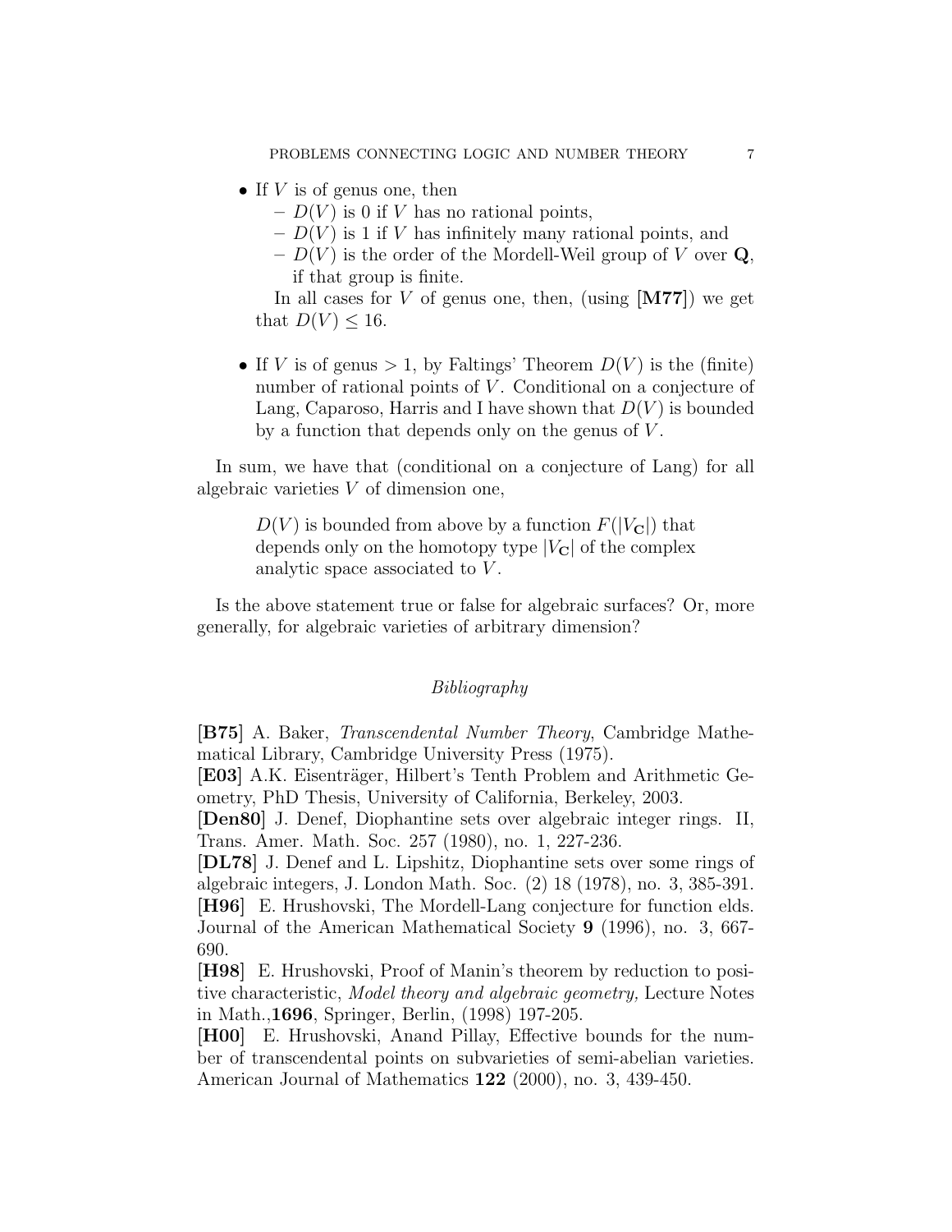- If $V$ is of genus one, then
  - $D(V)$ is 0 if $V$ has no rational points,
  - $D(V)$ is 1 if $V$ has infinitely many rational points, and
  - $D(V)$ is the order of the Mordell-Weil group of $V$ over $\mathbf{Q}$, if that group is finite.

  In all cases for $V$ of genus one, then, (using **[M77]**) we get that $D(V) \leq 16$.

- If $V$ is of genus $> 1$, by Faltings' Theorem $D(V)$ is the (finite) number of rational points of $V$. Conditional on a conjecture of Lang, Caparoso, Harris and I have shown that $D(V)$ is bounded by a function that depends only on the genus of $V$.

In sum, we have that (conditional on a conjecture of Lang) for all algebraic varieties $V$ of dimension one,

> $D(V)$ is bounded from above by a function $F(|V_{\mathbf{C}}|)$ that depends only on the homotopy type $|V_{\mathbf{C}}|$ of the complex analytic space associated to $V$.

Is the above statement true or false for algebraic surfaces? Or, more generally, for algebraic varieties of arbitrary dimension?

*Bibliography*

**[B75]** A. Baker, *Transcendental Number Theory*, Cambridge Mathematical Library, Cambridge University Press (1975).
**[E03]** A.K. Eisenträger, Hilbert's Tenth Problem and Arithmetic Geometry, PhD Thesis, University of California, Berkeley, 2003.
**[Den80]** J. Denef, Diophantine sets over algebraic integer rings. II, Trans. Amer. Math. Soc. 257 (1980), no. 1, 227-236.
**[DL78]** J. Denef and L. Lipshitz, Diophantine sets over some rings of algebraic integers, J. London Math. Soc. (2) 18 (1978), no. 3, 385-391.
**[H96]** E. Hrushovski, The Mordell-Lang conjecture for function elds. Journal of the American Mathematical Society **9** (1996), no. 3, 667-690.
**[H98]** E. Hrushovski, Proof of Manin's theorem by reduction to positive characteristic, *Model theory and algebraic geometry,* Lecture Notes in Math.,**1696**, Springer, Berlin, (1998) 197-205.
**[H00]** E. Hrushovski, Anand Pillay, Effective bounds for the number of transcendental points on subvarieties of semi-abelian varieties. American Journal of Mathematics **122** (2000), no. 3, 439-450.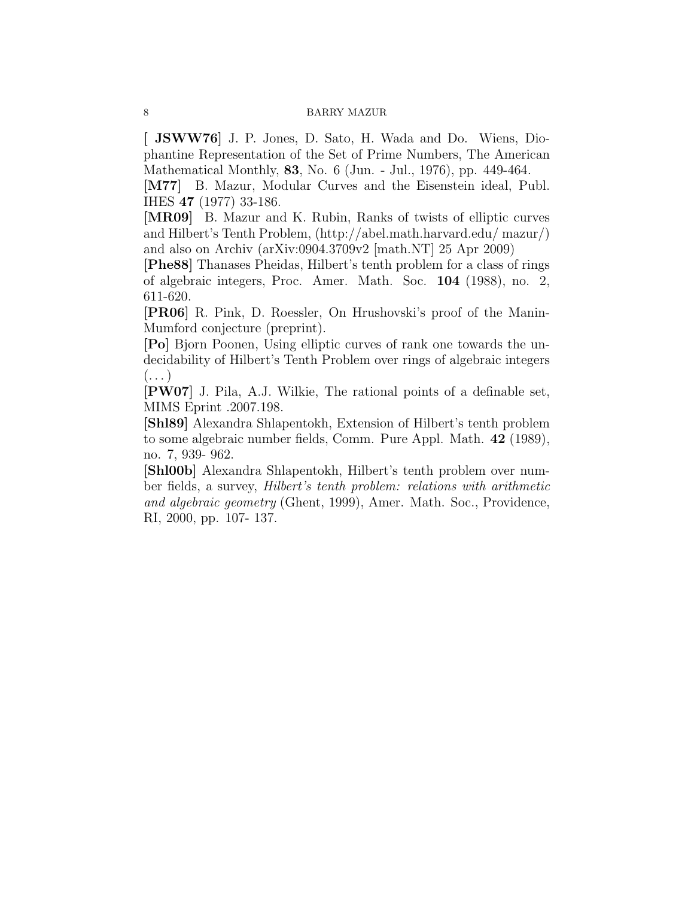[ **JSWW76**] J. P. Jones, D. Sato, H. Wada and Do. Wiens, Diophantine Representation of the Set of Prime Numbers, The American Mathematical Monthly, **83**, No. 6 (Jun. - Jul., 1976), pp. 449-464.

[**M77**] B. Mazur, Modular Curves and the Eisenstein ideal, Publ. IHES **47** (1977) 33-186.

[**MR09**] B. Mazur and K. Rubin, Ranks of twists of elliptic curves and Hilbert's Tenth Problem, (http://abel.math.harvard.edu/ mazur/) and also on Archiv (arXiv:0904.3709v2 [math.NT] 25 Apr 2009)

[**Phe88**] Thanases Pheidas, Hilbert's tenth problem for a class of rings of algebraic integers, Proc. Amer. Math. Soc. **104** (1988), no. 2, 611-620.

[**PR06**] R. Pink, D. Roessler, On Hrushovski's proof of the Manin-Mumford conjecture (preprint).

[**Po**] Bjorn Poonen, Using elliptic curves of rank one towards the undecidability of Hilbert's Tenth Problem over rings of algebraic integers (...)

[**PW07**] J. Pila, A.J. Wilkie, The rational points of a definable set, MIMS Eprint .2007.198.

[**Shl89**] Alexandra Shlapentokh, Extension of Hilbert's tenth problem to some algebraic number fields, Comm. Pure Appl. Math. **42** (1989), no. 7, 939- 962.

[**Shl00b**] Alexandra Shlapentokh, Hilbert's tenth problem over number fields, a survey, *Hilbert's tenth problem: relations with arithmetic and algebraic geometry* (Ghent, 1999), Amer. Math. Soc., Providence, RI, 2000, pp. 107- 137.